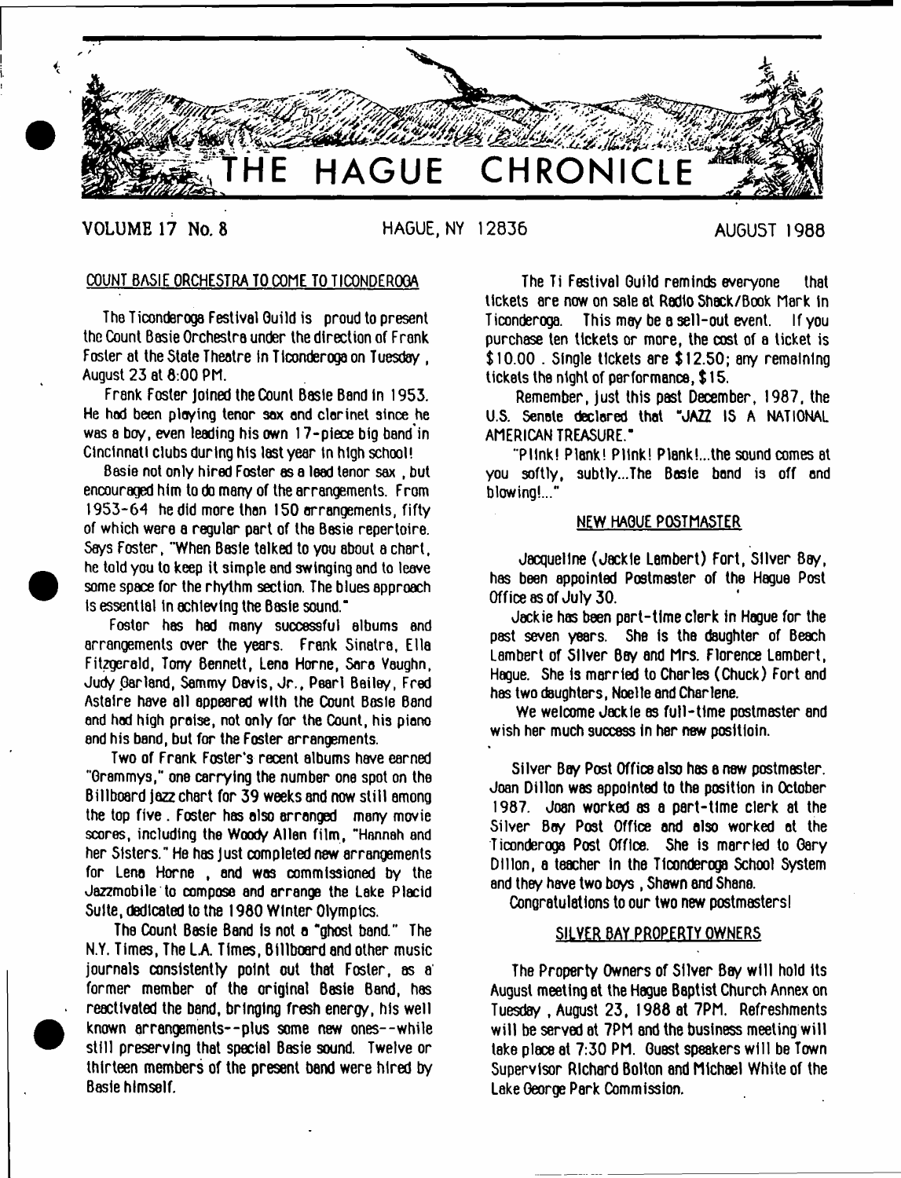# THE HAGUE CHRONICLE

VOLUME 17 No. 8 HAGUE, NY 12836 AUGUST 1988

## COUNT BASIE ORCHESTRA TO COME TO TICONDEROGA

The Ticonderoga Festival Guild is proud to present the Count Basie Orchestra under the direction of Frank Foster at the State Theatre in Ticonderoga on Tuesday, August 23 at 8:00 PM.

Frank Foster joined the Count Basie Band in 1953. He had been playing tenor sax and clarinet since he was a boy, even leading his own 17-piece big band in Cincinnati clubs during his last year in high school!

Basie not only hired Foster as a lead tenor sax, but encouraged him to do many of the arrangements. From 1953-64 he did more than 150 arrangements, fifty of which were a regular part of the Basie repertoire. Says Foster, "When Basie talked to you about a chart, he told you to keep it simple and swinging and to leave some space for the rhythm section. The blues approach is essential in achieving the Basie sound."

Foster has had many successful albums and arrangements over the years. Frank Sinatra, Ella Fitzgerald, Tony Bennett, Lena Horne, Sara Vaughn, Judy Garland, Sammy Davis, Jr., Pearl Bailey, Fred Astaire have all appeared with the Count Basie Band and had high praise, not only for the Count, his piano and his band, but for the Foster arrangements.

Two of Frank Foster's recent albums have earned "Grammys," one carrying the number one spot on the Billboard jazz chart for 39 weeks and now still among the top five. Foster has also arranged many movie scores, including the Woody Allen film, "Hannah and her Sisters." He has just completed new arrangements for Lena Horne, and was commissioned by the Jazzmobile to compose and arrange the Lake Placid Suite, dedicated to the 1980 Winter Olympics.

The Count Basie Band is not a "ghost band." The N.Y. Times, The L.A. Times, Billboard and other music journals consistently point out that Foster, as a former member of the original Basie Band, has reactivated the band, bringing fresh energy, his well known arrangements--plus some new ones--while still preserving that special Basie sound. Twelve or thirteen members of the present band were hired by Basie himself.

The Ti Festival Guild reminds everyone that tickets are now on sale at Radio Shack/Book Mark in Ticonderoga. This may be a sell-out event. If you purchase ten tickets or more, the cost of a ticket is $10.00. Single tickets are $12.50; any remaining tickets the night of performance, $15.

Remember, just this past December, 1987, the U.S. Senate declared that "JAZZ IS A NATIONAL AMERICAN TREASURE."

"Plink! Plank! Plink! Plank!...the sound comes at you softly, subtly...The Basie band is off and blowing!..."

## NEW HAGUE POSTMASTER

Jacqueline (Jackie Lambert) Fort, Silver Bay, has been appointed Postmaster of the Hague Post Office as of July 30.

Jackie has been part-time clerk in Hague for the past seven years. She is the daughter of Beach Lambert of Silver Bay and Mrs. Florence Lambert, Hague. She is married to Charles (Chuck) Fort and has two daughters, Noelle and Charlene.

We welcome Jackie as full-time postmaster and wish her much success in her new positioin.

Silver Bay Post Office also has a new postmaster. Joan Dillon was appointed to the position in October 1987. Joan worked as a part-time clerk at the Silver Bay Post Office and also worked at the Ticonderoga Post Office. She is married to Gary Dillon, a teacher in the Ticonderoga School System and they have two boys, Shawn and Shane.

Congratulations to our two new postmasters!

## SILVER BAY PROPERTY OWNERS

The Property Owners of Silver Bay will hold its August meeting at the Hague Baptist Church Annex on Tuesday, August 23, 1988 at 7PM. Refreshments will be served at 7PM and the business meeting will take place at 7:30 PM. Guest speakers will be Town Supervisor Richard Bolton and Michael White of the Lake George Park Commission.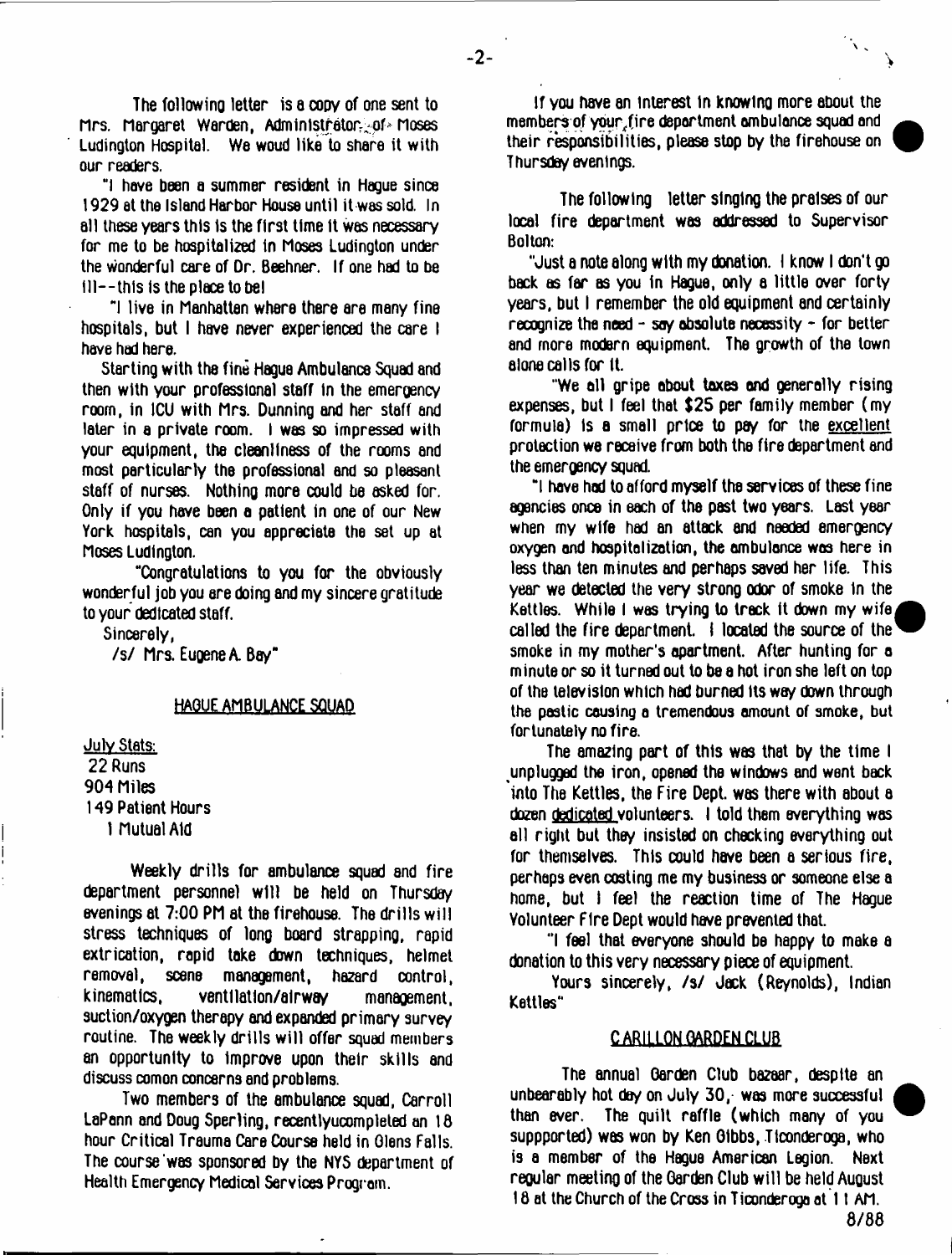The following letter is a copy of one sent to Mrs. Margaret Warden, Administrator of Moses Ludington Hospital. We woud like to share it with our readers.

"I have been a summer resident in Hague since 1929 at the Island Harbor House until it was sold. In all these years this is the first time it was necessary for me to be hospitalized in Moses Ludington under the wonderful care of Dr. Beehner. If one had to be ill--this is the place to be!

"I live in Manhatten where there are many fine hospitals, but I have never experienced the care I have had here.

Starting with the fine Hague Ambulance Squad and then with your professional staff in the emergency room, in ICU with Mrs. Dunning and her staff and later in a private room. I was so impressed with your equipment, the cleanliness of the rooms and most particularly the professional and so pleasant staff of nurses. Nothing more could be asked for. Only if you have been a patient in one of our New York hospitals, can you appreciate the set up at Moses Ludington.

"Congratulations to you for the obviously wonderful job you are doing and my sincere gratitude to your dedicated staff.

Sincerely,

/s/ Mrs. Eugene A. Bay"

## HAGUE AMBULANCE SQUAD

July Stats:

22 Runs
904 Miles
149 Patient Hours
1 Mutual Aid

Weekly drills for ambulance squad and fire department personnel will be held on Thursday evenings at 7:00 PM at the firehouse. The drills will stress techniques of long board strapping, rapid extrication, rapid take down techniques, helmet removal, scene management, hazard control, kinematics, ventilation/airway management, suction/oxygen therapy and expanded primary survey routine. The weekly drills will offer squad members an opportunity to improve upon their skills and discuss comon concerns and problems.

Two members of the ambulance squad, Carroll LaPann and Doug Sperling, recentlyucompleted an 18 hour Critical Trauma Care Course held in Glens Falls. The course was sponsored by the NYS department of Health Emergency Medical Services Program.

If you have an interest in knowing more about the members of your fire department ambulance squad and their responsibilities, please stop by the firehouse on Thursday evenings.

The following letter singing the praises of our local fire department was addressed to Supervisor Bolton:

"Just a note along with my donation. I know I don't go back as far as you in Hague, only a little over forty years, but I remember the old equipment and certainly recognize the need - say absolute necessity - for better and more modern equipment. The growth of the town alone calls for it.

"We all gripe about taxes and generally rising expenses, but I feel that $25 per family member (my formula) is a small price to pay for the excellent protection we receive from both the fire department and the emergency squad.

"I have had to afford myself the services of these fine agencies once in each of the past two years. Last year when my wife had an attack and needed emergency oxygen and hospitalization, the ambulance was here in less than ten minutes and perhaps saved her life. This year we detected the very strong odor of smoke in the Kettles. While I was trying to track it down my wife called the fire department. I located the source of the smoke in my mother's apartment. After hunting for a minute or so it turned out to be a hot iron she left on top of the television which had burned its way down through the pastic causing a tremendous amount of smoke, but fortunately no fire.

The amazing part of this was that by the time I unplugged the iron, opened the windows and went back into The Kettles, the Fire Dept. was there with about a dozen dedicated volunteers. I told them everything was all right but they insisted on checking everything out for themselves. This could have been a serious fire, perhaps even costing me my business or someone else a home, but I feel the reaction time of The Hague Volunteer Fire Dept would have prevented that.

"I feel that everyone should be happy to make a donation to this very necessary piece of equipment.

Yours sincerely, /s/ Jack (Reynolds), Indian Kettles"

## CARILLON GARDEN CLUB

The annual Garden Club bazaar, despite an unbearably hot day on July 30, was more successful than ever. The quilt raffle (which many of you suppported) was won by Ken Gibbs, Ticonderoga, who is a member of the Hague American Legion. Next regular meeting of the Garden Club will be held August 18 at the Church of the Cross in Ticonderoga at 11 AM.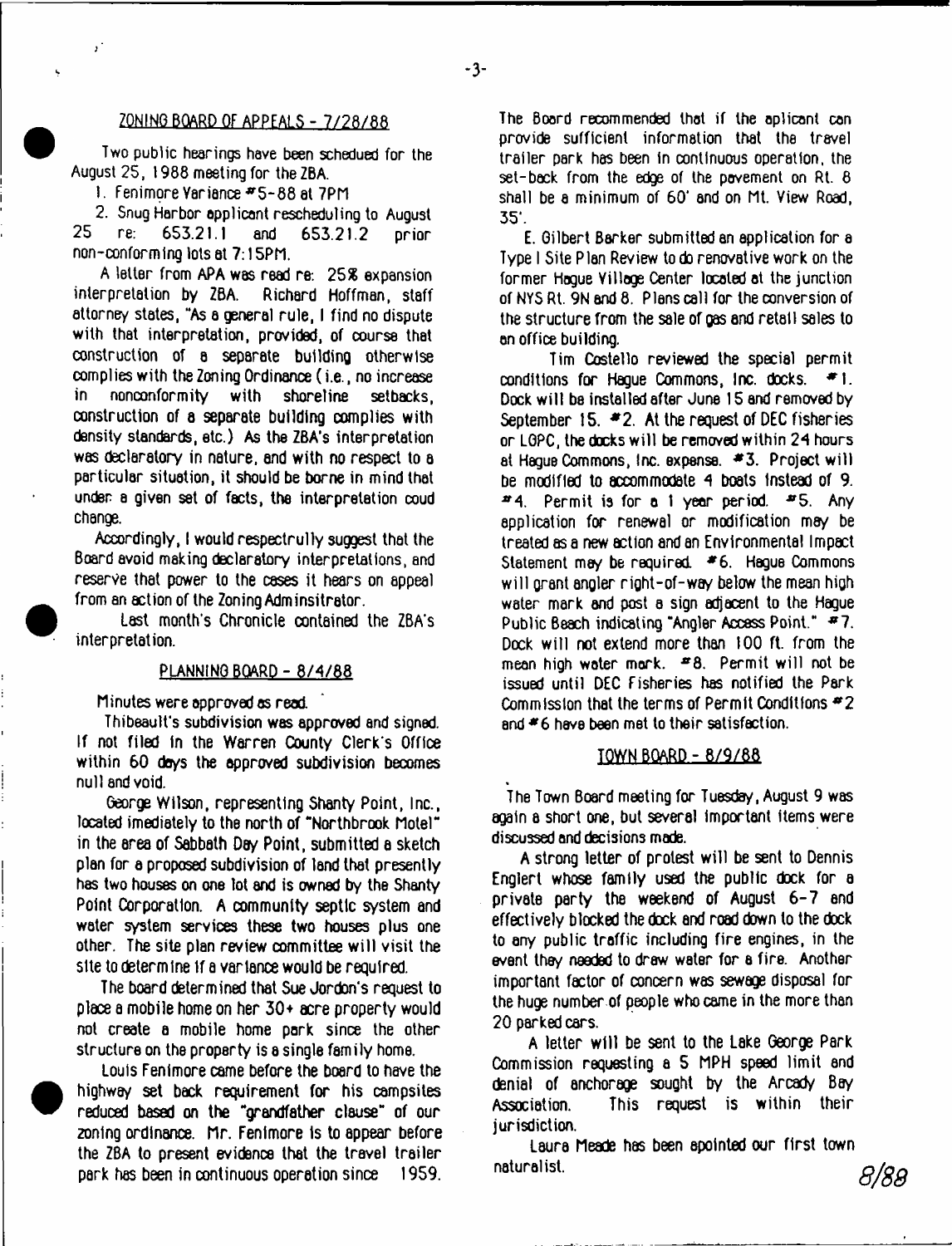## ZONING BOARD OF APPEALS - 7/28/88

Two public hearings have been schedued for the August 25, 1988 meeting for the ZBA.

1. Fenimore Variance #5-88 at 7PM
2. Snug Harbor applicant rescheduling to August 25 re: 653.21.1 and 653.21.2 prior non-conforming lots at 7:15PM.

A letter from APA was read re: 25% expansion interpretation by ZBA. Richard Hoffman, staff attorney states, "As a general rule, I find no dispute with that interpretation, provided, of course that construction of a separate building otherwise complies with the Zoning Ordinance (i.e., no increase in nonconformity with shoreline setbacks, construction of a separate building complies with density standards, etc.) As the ZBA's interpretation was declaratory in nature, and with no respect to a particular situation, it should be borne in mind that under a given set of facts, the interpretation coud change.

Accordingly, I would respectrully suggest that the Board avoid making declaratory interpretations, and reserve that power to the cases it hears on appeal from an action of the Zoning Adminsitrator.

Last month's Chronicle contained the ZBA's interpretation.

## PLANNING BOARD - 8/4/88

Minutes were approved as read.

Thibeault's subdivision was approved and signed. If not filed in the Warren County Clerk's Office within 60 days the approved subdivision becomes null and void.

George Wilson, representing Shanty Point, Inc., located imediately to the north of "Northbrook Motel" in the area of Sabbath Day Point, submitted a sketch plan for a proposed subdivision of land that presently has two houses on one lot and is owned by the Shanty Point Corporation. A community septic system and water system services these two houses plus one other. The site plan review committee will visit the site to determine if a variance would be required.

The board determined that Sue Jordon's request to place a mobile home on her 30+ acre property would not create a mobile home park since the other structure on the property is a single family home.

Louis Fenimore came before the board to have the highway set back requirement for his campsites reduced based on the "grandfather clause" of our zoning ordinance. Mr. Fenimore is to appear before the ZBA to present evidence that the travel trailer park has been in continuous operation since 1959. The Board recommended that if the aplicant can provide sufficient information that the travel trailer park has been in continuous operation, the set-back from the edge of the pavement on Rt. 8 shall be a minimum of 60' and on Mt. View Road, 35'.

E. Gilbert Barker submitted an application for a Type I Site Plan Review to do renovative work on the former Hague Village Center located at the junction of NYS Rt. 9N and 8. Plans call for the conversion of the structure from the sale of gas and retail sales to an office building.

Tim Costello reviewed the special permit conditions for Hague Commons, Inc. docks. #1. Dock will be installed after June 15 and removed by September 15. #2. At the request of DEC fisheries or LGPC, the docks will be removed within 24 hours at Hague Commons, Inc. expense. #3. Project will be modified to accommodate 4 boats instead of 9. #4. Permit is for a 1 year period. #5. Any application for renewal or modification may be treated as a new action and an Environmental Impact Statement may be required. #6. Hague Commons will grant angler right-of-way below the mean high water mark and post a sign adjacent to the Hague Public Beach indicating "Angler Access Point." #7. Dock will not extend more than 100 ft. from the mean high water mark. #8. Permit will not be issued until DEC Fisheries has notified the Park Commission that the terms of Permit Conditions #2 and #6 have been met to their satisfaction.

## TOWN BOARD - 8/9/88

The Town Board meeting for Tuesday, August 9 was again a short one, but several important items were discussed and decisions made.

A strong letter of protest will be sent to Dennis Englert whose family used the public dock for a private party the weekend of August 6-7 and effectively blocked the dock and road down to the dock to any public traffic including fire engines, in the event they needed to draw water for a fire. Another important factor of concern was sewage disposal for the huge number of people who came in the more than 20 parked cars.

A letter will be sent to the Lake George Park Commission requesting a 5 MPH speed limit and denial of anchorage sought by the Arcady Bay Association. This request is within their jurisdiction.

Laura Meade has been apointed our first town naturalist.

*8/88*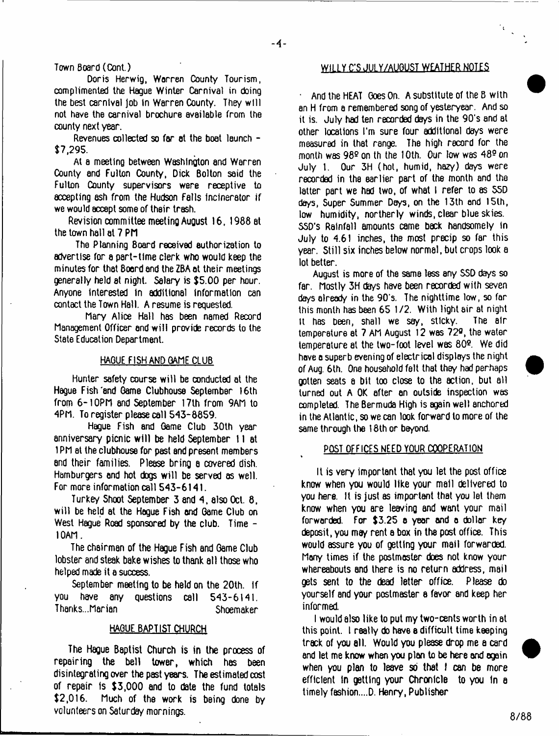Town Board (Cont.)

Doris Herwig, Warren County Tourism, complimented the Hague Winter Carnival in doing the best carnival job in Warren County. They will not have the carnival brochure available from the county next year.

Revenues collected so far at the boat launch - $7,295.

At a meeting between Washington and Warren County and Fulton County, Dick Bolton said the Fulton County supervisors were receptive to accepting ash from the Hudson Falls incinerator if we would accept some of their trash.

Revision committee meeting August 16, 1988 at the town hall at 7 PM

The Planning Board received authorization to advertise for a part-time clerk who would keep the minutes for that Board and the ZBA at their meetings generally held at night. Salary is $5.00 per hour. Anyone interested in additional information can contact the Town Hall. A resume is requested.

Mary Alice Hall has been named Record Management Officer and will provide records to the State Education Department.

## HAGUE FISH AND GAME CLUB

Hunter safety course will be conducted at the Hague Fish and Game Clubhouse September 16th from 6-10PM and September 17th from 9AM to 4PM. To register please call 543-8859.

Hague Fish and Game Club 30th year anniversary picnic will be held September 11 at 1PM at the clubhouse for past and present members and their families. Please bring a covered dish. Hamburgers and hot dogs will be served as well. For more information call 543-6141.

Turkey Shoot September 3 and 4, also Oct. 8, will be held at the Hague Fish and Game Club on West Hague Road sponsored by the club. Time - 10AM.

The chairman of the Hague Fish and Game Club lobster and steak bake wishes to thank all those who helped made it a success.

September meeting to be held on the 20th. If you have any questions call 543-6141. Thanks...Marian Shoemaker

## HAGUE BAPTIST CHURCH

The Hague Baptist Church is in the process of repairing the bell tower, which has been disintegrating over the past years. The estimated cost of repair is $3,000 and to date the fund totals $2,016. Much of the work is being done by volunteers on Saturday mornings.

## WILLY C'S JULY/AUGUST WEATHER NOTES

And the HEAT Goes On. A substitute of the B with an H from a remembered song of yesteryear. And so it is. July had ten recorded days in the 90's and at other locations I'm sure four additional days were measured in that range. The high record for the month was 98º on th the 10th. Our low was 48º on July 1. Our 3H (hot, humid, hazy) days were recorded in the earlier part of the month and the latter part we had two, of what I refer to as SSD days, Super Summer Days, on the 13th and 15th, low humidity, northerly winds, clear blue skies. SSD's Rainfall amounts came back handsomely in July to 4.61 inches, the most precip so far this year. Still six inches below normal, but crops look a lot better.

August is more of the same less any SSD days so far. Mostly 3H days have been recorded with seven days already in the 90's. The nighttime low, so far this month has been 65 1/2. With light air at night it has been, shall we say, sticky. The air temperature at 7 AM August 12 was 72º, the water temperature at the two-foot level was 80º. We did have a superb evening of electrical displays the night of Aug. 6th. One household felt that they had perhaps gotten seats a bit too close to the action, but all turned out A OK after an outside inspection was completed. The Bermuda High is again well anchored in the Atlantic, so we can look forward to more of the same through the 18th or beyond.

## POST OFFICES NEED YOUR COOPERATION

It is very important that you let the post office know when you would like your mail delivered to you here. It is just as important that you let them know when you are leaving and want your mail forwarded. For $3.25 a year and a dollar key deposit, you may rent a box in the post office. This would assure you of getting your mail forwarded. Many times if the postmaster does not know your whereabouts and there is no return address, mail gets sent to the dead letter office. Please do yourself and your postmaster a favor and keep her informed.

I would also like to put my two-cents worth in at this point. I really do have a difficult time keeping track of you all. Would you please drop me a card and let me know when you plan to be here and again when you plan to leave so that I can be more efficient in getting your Chronicle to you in a timely fashion....D. Henry, Publisher

8/88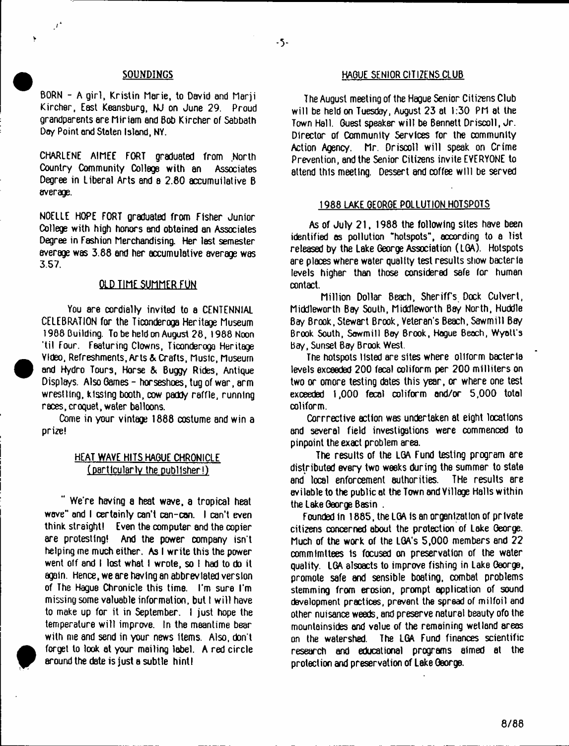## SOUNDINGS

BORN - A girl, Kristin Marie, to David and Marji Kircher, East Keansburg, NJ on June 29. Proud grandparents are Miriam and Bob Kircher of Sabbath Day Point and Staten Island, NY.

CHARLENE AIMEE FORT graduated from North Country Community College with an Associates Degree in Liberal Arts and a 2.80 accumuilative B average.

NOELLE HOPE FORT graduated from Fisher Junior College with high honors and obtained an Associates Degree in Fashion Merchandising. Her last semester average was 3.88 and her accumulative average was 3.57.

## OLD TIME SUMMER FUN

You are cordially invited to a CENTENNIAL CELEBRATION for the Ticonderoga Heritage Museum 1988 Building. To be held on August 28, 1988 Noon 'til Four. Featuring Clowns, Ticonderoga Heritage Video, Refreshments, Arts & Crafts, Music, Museum and Hydro Tours, Horse & Buggy Rides, Antique Displays. Also Games - horseshoes, tug of war, arm wrestling, kissing booth, cow paddy raffle, running races, croquet, water balloons.

Come in your vintage 1888 costume and win a prize!

## HEAT WAVE HITS HAGUE CHRONICLE (particularly the publisher!)

" We're having a heat wave, a tropical heat wave" and I certainly can't can-can. I can't even think straight! Even the computer and the copier are protesting! And the power company isn't helping me much either. As I write this the power went off and I lost what I wrote, so I had to do it again. Hence, we are having an abbreviated version of The Hague Chronicle this time. I'm sure I'm missing some valuable information, but I will have to make up for it in September. I just hope the temperature will improve. In the meantime bear with me and send in your news items. Also, don't forget to look at your mailing label. A red circle around the date is just a subtle hint!

## HAGUE SENIOR CITIZENS CLUB

The August meeting of the Hague Senior Citizens Club will be held on Tuesday, August 23 at 1:30 PM at the Town Hall. Guest speaker will be Bennett Driscoll, Jr. Director of Community Services for the community Action Agency. Mr. Driscoll will speak on Crime Prevention, and the Senior Citizens invite EVERYONE to attend this meeting. Dessert and coffee will be served

## 1988 LAKE GEORGE POLLUTION HOTSPOTS

As of July 21, 1988 the following sites have been identified as pollution "hotspots", according to a list released by the Lake George Association (LGA). Hotspots are places where water quality test results show bacteria levels higher than those considered safe for human contact.

Million Dollar Beach, Sheriff's Dock Culvert, Middleworth Bay South, Middleworth Bay North, Huddle Bay Brook, Stewart Brook, Veteran's Beach, Sawmill Bay Brook South, Sawmill Bay Brook, Hague Beach, Wyatt's Bay, Sunset Bay Brook West.

The hotspots listed are sites where oliform bacteria levels exceeded 200 fecal coliform per 200 milliters on two or omore testing dates this year, or where one test exceeded 1,000 fecal coliform and/or 5,000 total coliform.

Corrrective action was undertaken at eight locations and several field investigations were commenced to pinpoint the exact problem area.

The results of the LGA Fund testing program are distributed every two weeks during the summer to state and local enforcement authorities. THe results are avilable to the public at the Town and Village Halls within the Lake George Basin .

Founded in 1885, the LGA is an organization of private citizens concerned about the protection of Lake George. Much of the work of the LGA's 5,000 members and 22 commimittees is focused on preservation of the water quality. LGA alsoacts to improve fishing in Lake George, promote safe and sensible boating, combat problems stemming from erosion, prompt application of sound development practices, prevent the spread of milfoil and other nuisance weeds, and preserve natural beauty ofo the mountainsides and value of the remaining wetland areas on the watershed. The LGA Fund finances scientific research and educational programs aimed at the protection and preservation of Lake George.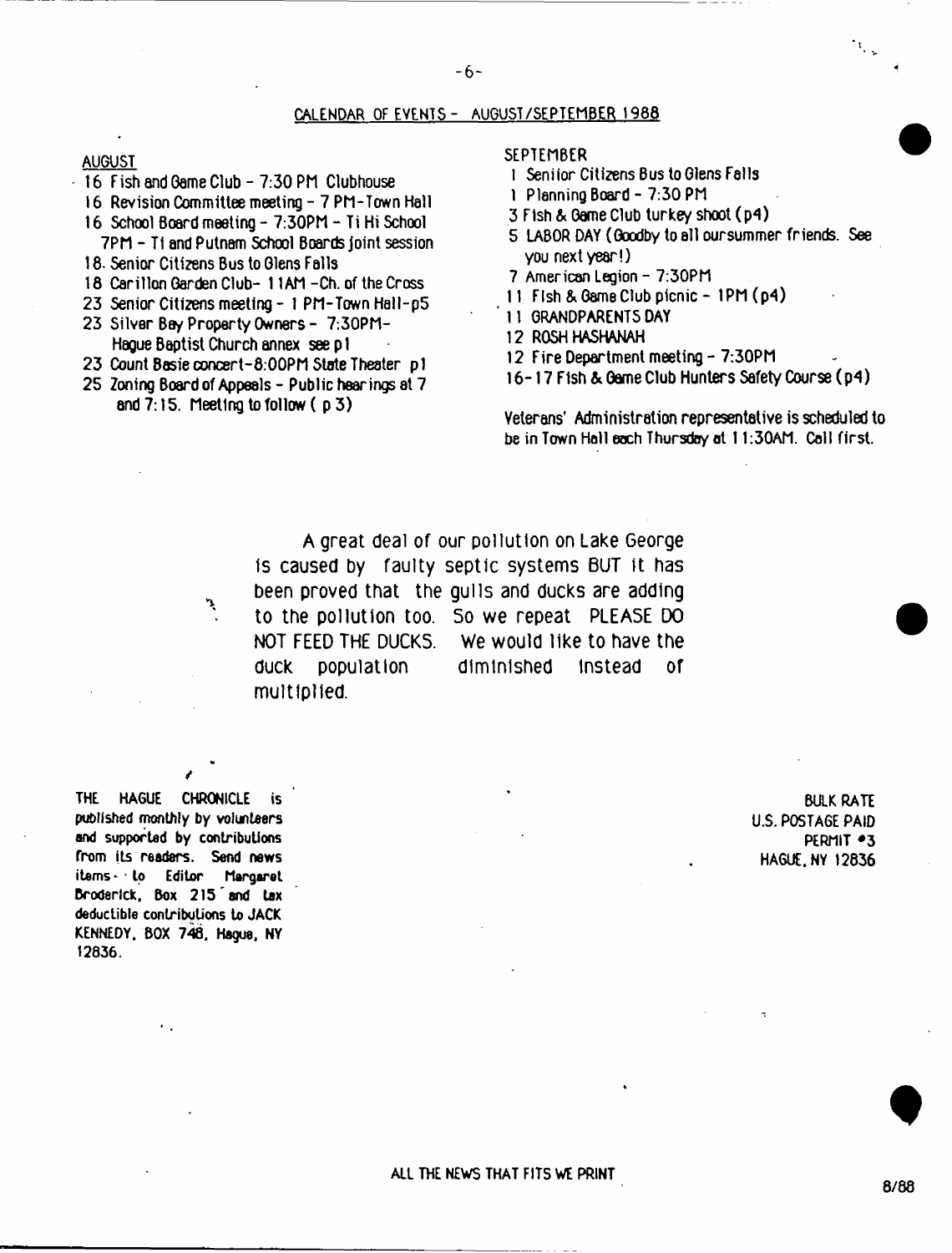## CALENDAR OF EVENTS - AUGUST/SEPTEMBER 1988

### AUGUST

- 16 Fish and Game Club - 7:30 PM Clubhouse
- 16 Revision Committee meeting - 7 PM-Town Hall
- 16 School Board meeting - 7:30PM - Ti Hi School 7PM - Ti and Putnam School Boards joint session
- 18 Senior Citizens Bus to Glens Falls
- 18 Carillon Garden Club- 11AM -Ch. of the Cross
- 23 Senior Citizens meeting - 1 PM-Town Hall-p5
- 23 Silver Bay Property Owners - 7:30PM- Hague Baptist Church annex see p1
- 23 Count Basie concert-8:00PM State Theater p1
- 25 Zoning Board of Appeals - Public hearings at 7 and 7:15. Meeting to follow ( p 3)

### SEPTEMBER

- 1 Seniior Citizens Bus to Glens Falls
- 1 Planning Board - 7:30 PM
- 3 Fish & Game Club turkey shoot (p4)
- 5 LABOR DAY (Goodby to all oursummer friends. See you next year!)
- 7 American Legion - 7:30PM
- 11 Fish & Game Club picnic - 1PM (p4)
- 11 GRANDPARENTS DAY
- 12 ROSH HASHANAH
- 12 Fire Department meeting - 7:30PM
- 16-17 Fish & Game Club Hunters Safety Course (p4)

Veterans' Administration representative is scheduled to be in Town Hall each Thursday at 11:30AM. Call first.

A great deal of our pollution on Lake George is caused by faulty septic systems BUT it has been proved that the gulls and ducks are adding to the pollution too. So we repeat PLEASE DO NOT FEED THE DUCKS. We would like to have the duck population diminished instead of multiplied.

THE HAGUE CHRONICLE is published monthly by volunteers and supported by contributions from its readers. Send news items to Editor Margaret Broderick, Box 215 and tax deductible contributions to JACK KENNEDY, BOX 748, Hague, NY 12836.

BULK RATE
U.S. POSTAGE PAID
PERMIT #3
HAGUE, NY 12836

ALL THE NEWS THAT FITS WE PRINT

8/88